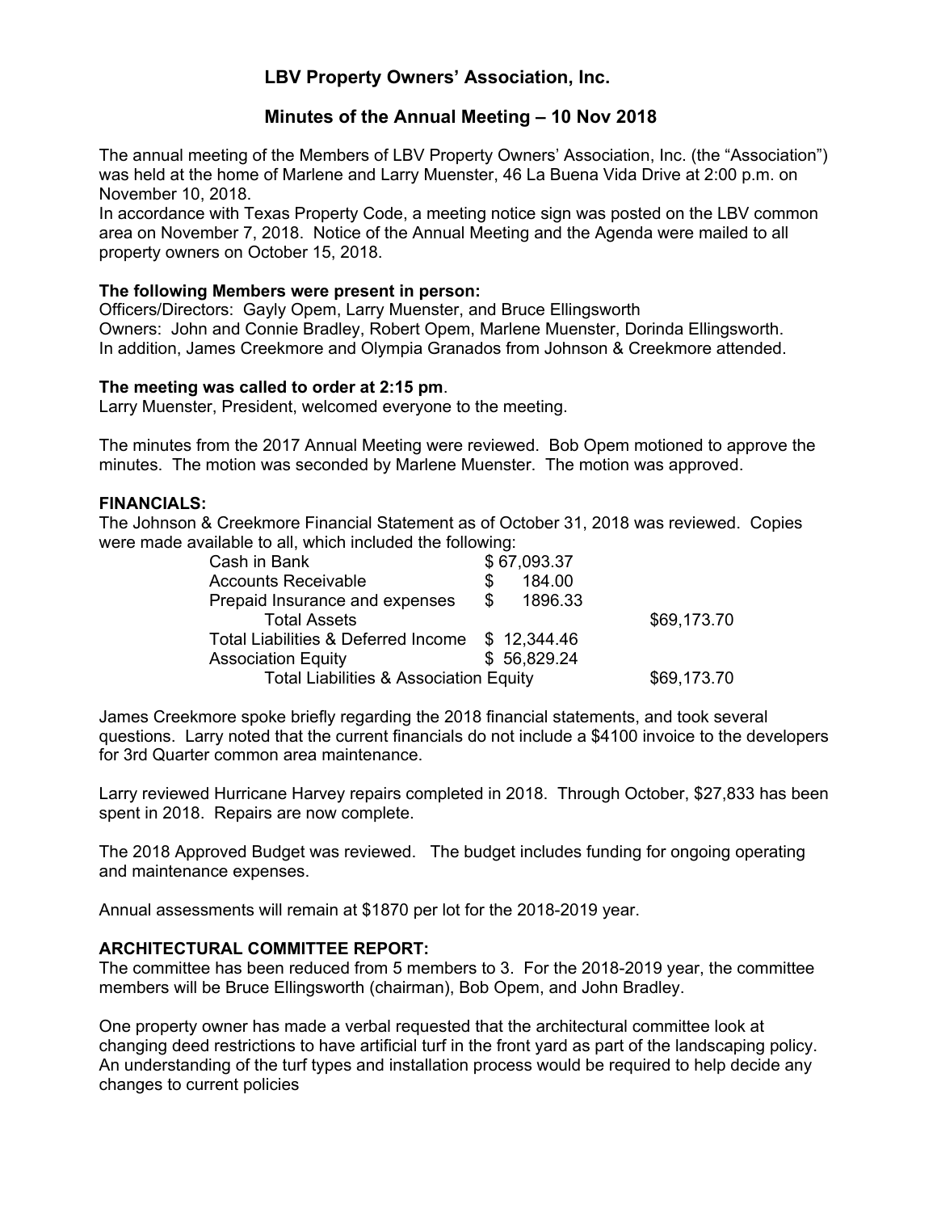## LBV Property Owners' Association, Inc.

## Minutes of the Annual Meeting – 10 Nov 2018

The annual meeting of the Members of LBV Property Owners' Association, Inc. (the "Association") was held at the home of Marlene and Larry Muenster, 46 La Buena Vida Drive at 2:00 p.m. on November 10, 2018.
In accordance with Texas Property Code, a meeting notice sign was posted on the LBV common area on November 7, 2018. Notice of the Annual Meeting and the Agenda were mailed to all property owners on October 15, 2018.

**The following Members were present in person:**
Officers/Directors: Gayly Opem, Larry Muenster, and Bruce Ellingsworth
Owners: John and Connie Bradley, Robert Opem, Marlene Muenster, Dorinda Ellingsworth.
In addition, James Creekmore and Olympia Granados from Johnson & Creekmore attended.

**The meeting was called to order at 2:15 pm**.
Larry Muenster, President, welcomed everyone to the meeting.

The minutes from the 2017 Annual Meeting were reviewed. Bob Opem motioned to approve the minutes. The motion was seconded by Marlene Muenster. The motion was approved.

**FINANCIALS:**
The Johnson & Creekmore Financial Statement as of October 31, 2018 was reviewed. Copies were made available to all, which included the following:

| | | |
|---|---|---|
| Cash in Bank | $ 67,093.37 | |
| Accounts Receivable | $ 184.00 | |
| Prepaid Insurance and expenses | $ 1896.33 | |
| Total Assets | | $69,173.70 |
| Total Liabilities & Deferred Income | $ 12,344.46 | |
| Association Equity | $ 56,829.24 | |
| Total Liabilities & Association Equity | | $69,173.70 |

James Creekmore spoke briefly regarding the 2018 financial statements, and took several questions. Larry noted that the current financials do not include a $4100 invoice to the developers for 3rd Quarter common area maintenance.

Larry reviewed Hurricane Harvey repairs completed in 2018. Through October, $27,833 has been spent in 2018. Repairs are now complete.

The 2018 Approved Budget was reviewed. The budget includes funding for ongoing operating and maintenance expenses.

Annual assessments will remain at $1870 per lot for the 2018-2019 year.

**ARCHITECTURAL COMMITTEE REPORT:**
The committee has been reduced from 5 members to 3. For the 2018-2019 year, the committee members will be Bruce Ellingsworth (chairman), Bob Opem, and John Bradley.

One property owner has made a verbal requested that the architectural committee look at changing deed restrictions to have artificial turf in the front yard as part of the landscaping policy. An understanding of the turf types and installation process would be required to help decide any changes to current policies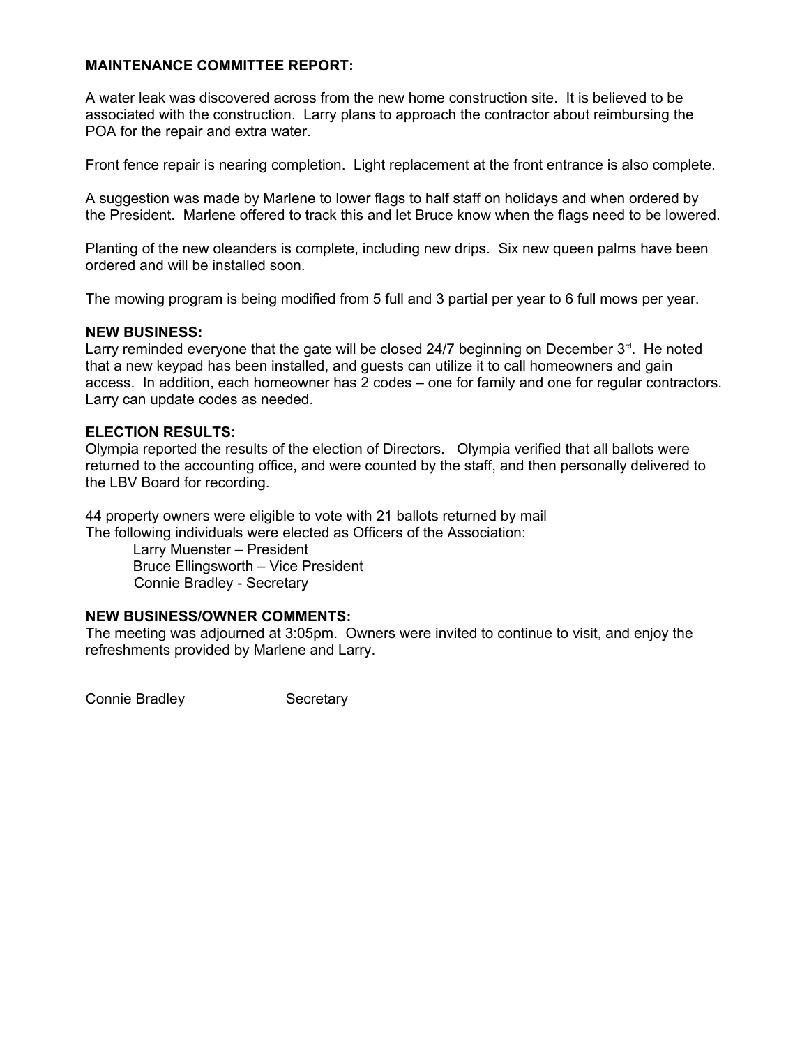**MAINTENANCE COMMITTEE REPORT:**

A water leak was discovered across from the new home construction site. It is believed to be associated with the construction. Larry plans to approach the contractor about reimbursing the POA for the repair and extra water.

Front fence repair is nearing completion. Light replacement at the front entrance is also complete.

A suggestion was made by Marlene to lower flags to half staff on holidays and when ordered by the President. Marlene offered to track this and let Bruce know when the flags need to be lowered.

Planting of the new oleanders is complete, including new drips. Six new queen palms have been ordered and will be installed soon.

The mowing program is being modified from 5 full and 3 partial per year to 6 full mows per year.

**NEW BUSINESS:**
Larry reminded everyone that the gate will be closed 24/7 beginning on December 3rd. He noted that a new keypad has been installed, and guests can utilize it to call homeowners and gain access. In addition, each homeowner has 2 codes – one for family and one for regular contractors. Larry can update codes as needed.

**ELECTION RESULTS:**
Olympia reported the results of the election of Directors. Olympia verified that all ballots were returned to the accounting office, and were counted by the staff, and then personally delivered to the LBV Board for recording.

44 property owners were eligible to vote with 21 ballots returned by mail
The following individuals were elected as Officers of the Association:

Larry Muenster – President
Bruce Ellingsworth – Vice President
Connie Bradley - Secretary

**NEW BUSINESS/OWNER COMMENTS:**
The meeting was adjourned at 3:05pm. Owners were invited to continue to visit, and enjoy the refreshments provided by Marlene and Larry.

Connie Bradley Secretary